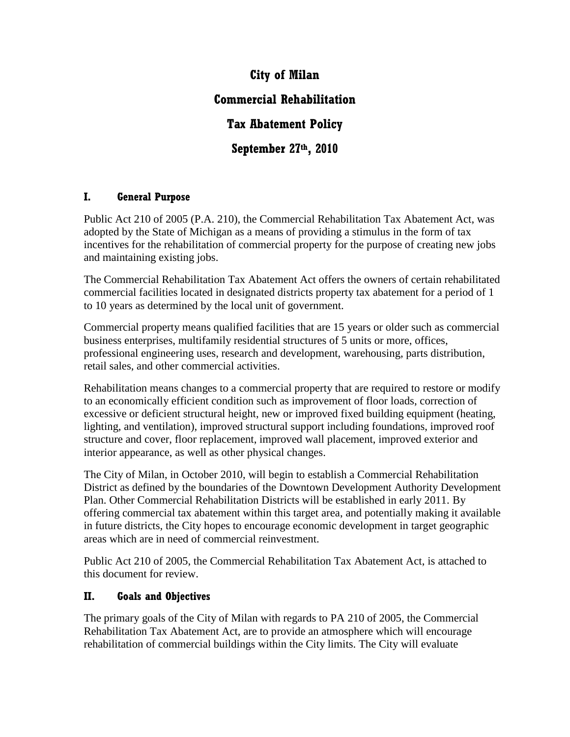# City of Milan

# Commercial Rehabilitation

# Tax Abatement Policy

# September 27th, 2010

## I. General Purpose

Public Act 210 of 2005 (P.A. 210), the Commercial Rehabilitation Tax Abatement Act, was adopted by the State of Michigan as a means of providing a stimulus in the form of tax incentives for the rehabilitation of commercial property for the purpose of creating new jobs and maintaining existing jobs.

The Commercial Rehabilitation Tax Abatement Act offers the owners of certain rehabilitated commercial facilities located in designated districts property tax abatement for a period of 1 to 10 years as determined by the local unit of government.

Commercial property means qualified facilities that are 15 years or older such as commercial business enterprises, multifamily residential structures of 5 units or more, offices, professional engineering uses, research and development, warehousing, parts distribution, retail sales, and other commercial activities.

Rehabilitation means changes to a commercial property that are required to restore or modify to an economically efficient condition such as improvement of floor loads, correction of excessive or deficient structural height, new or improved fixed building equipment (heating, lighting, and ventilation), improved structural support including foundations, improved roof structure and cover, floor replacement, improved wall placement, improved exterior and interior appearance, as well as other physical changes.

The City of Milan, in October 2010, will begin to establish a Commercial Rehabilitation District as defined by the boundaries of the Downtown Development Authority Development Plan. Other Commercial Rehabilitation Districts will be established in early 2011. By offering commercial tax abatement within this target area, and potentially making it available in future districts, the City hopes to encourage economic development in target geographic areas which are in need of commercial reinvestment.

Public Act 210 of 2005, the Commercial Rehabilitation Tax Abatement Act, is attached to this document for review.

## II. Goals and Objectives

The primary goals of the City of Milan with regards to PA 210 of 2005, the Commercial Rehabilitation Tax Abatement Act, are to provide an atmosphere which will encourage rehabilitation of commercial buildings within the City limits. The City will evaluate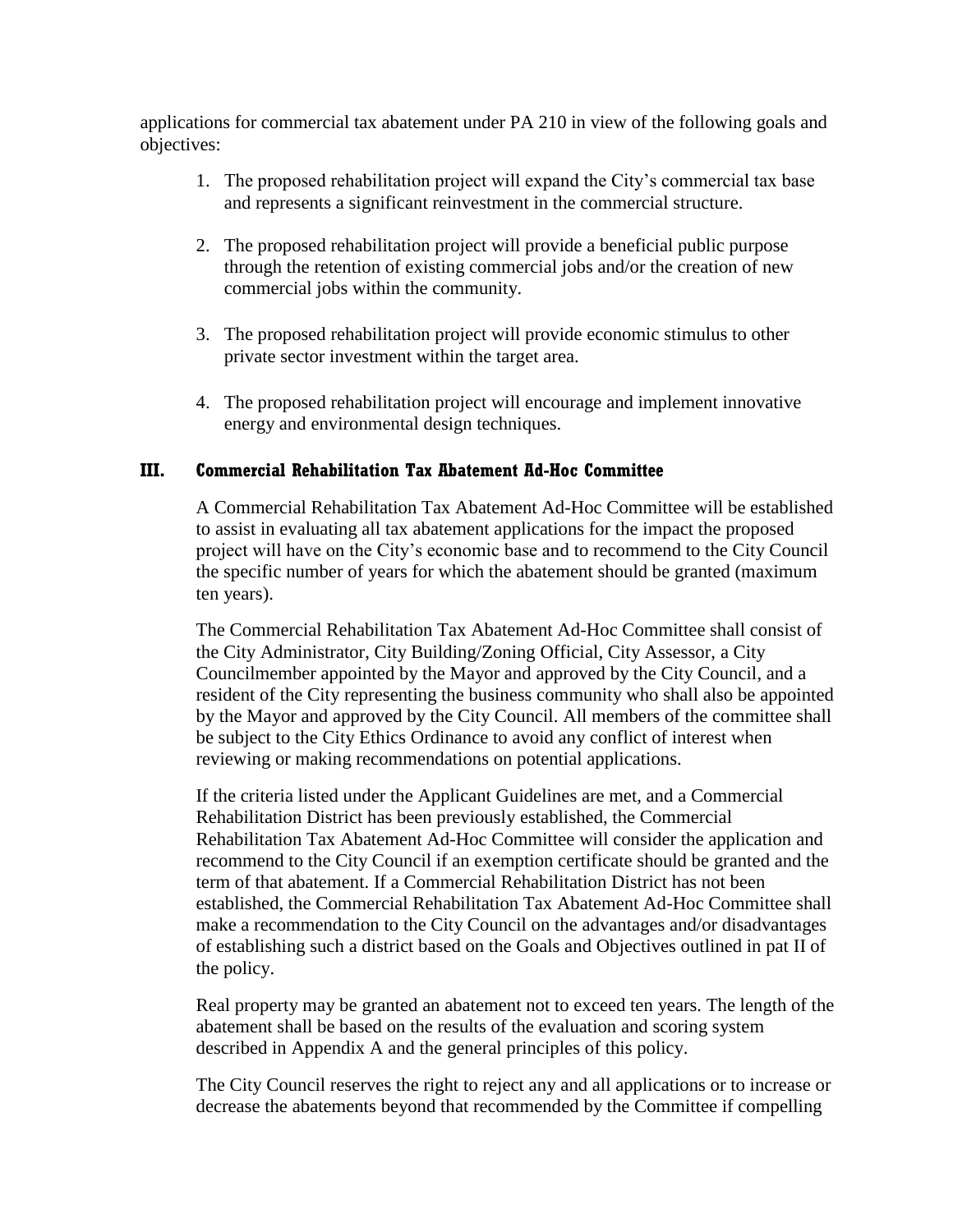applications for commercial tax abatement under PA 210 in view of the following goals and objectives:

1. The proposed rehabilitation project will expand the City's commercial tax base and represents a significant reinvestment in the commercial structure.

2. The proposed rehabilitation project will provide a beneficial public purpose through the retention of existing commercial jobs and/or the creation of new commercial jobs within the community.

3. The proposed rehabilitation project will provide economic stimulus to other private sector investment within the target area.

4. The proposed rehabilitation project will encourage and implement innovative energy and environmental design techniques.

## III. Commercial Rehabilitation Tax Abatement Ad-Hoc Committee

A Commercial Rehabilitation Tax Abatement Ad-Hoc Committee will be established to assist in evaluating all tax abatement applications for the impact the proposed project will have on the City's economic base and to recommend to the City Council the specific number of years for which the abatement should be granted (maximum ten years).

The Commercial Rehabilitation Tax Abatement Ad-Hoc Committee shall consist of the City Administrator, City Building/Zoning Official, City Assessor, a City Councilmember appointed by the Mayor and approved by the City Council, and a resident of the City representing the business community who shall also be appointed by the Mayor and approved by the City Council. All members of the committee shall be subject to the City Ethics Ordinance to avoid any conflict of interest when reviewing or making recommendations on potential applications.

If the criteria listed under the Applicant Guidelines are met, and a Commercial Rehabilitation District has been previously established, the Commercial Rehabilitation Tax Abatement Ad-Hoc Committee will consider the application and recommend to the City Council if an exemption certificate should be granted and the term of that abatement. If a Commercial Rehabilitation District has not been established, the Commercial Rehabilitation Tax Abatement Ad-Hoc Committee shall make a recommendation to the City Council on the advantages and/or disadvantages of establishing such a district based on the Goals and Objectives outlined in pat II of the policy.

Real property may be granted an abatement not to exceed ten years. The length of the abatement shall be based on the results of the evaluation and scoring system described in Appendix A and the general principles of this policy.

The City Council reserves the right to reject any and all applications or to increase or decrease the abatements beyond that recommended by the Committee if compelling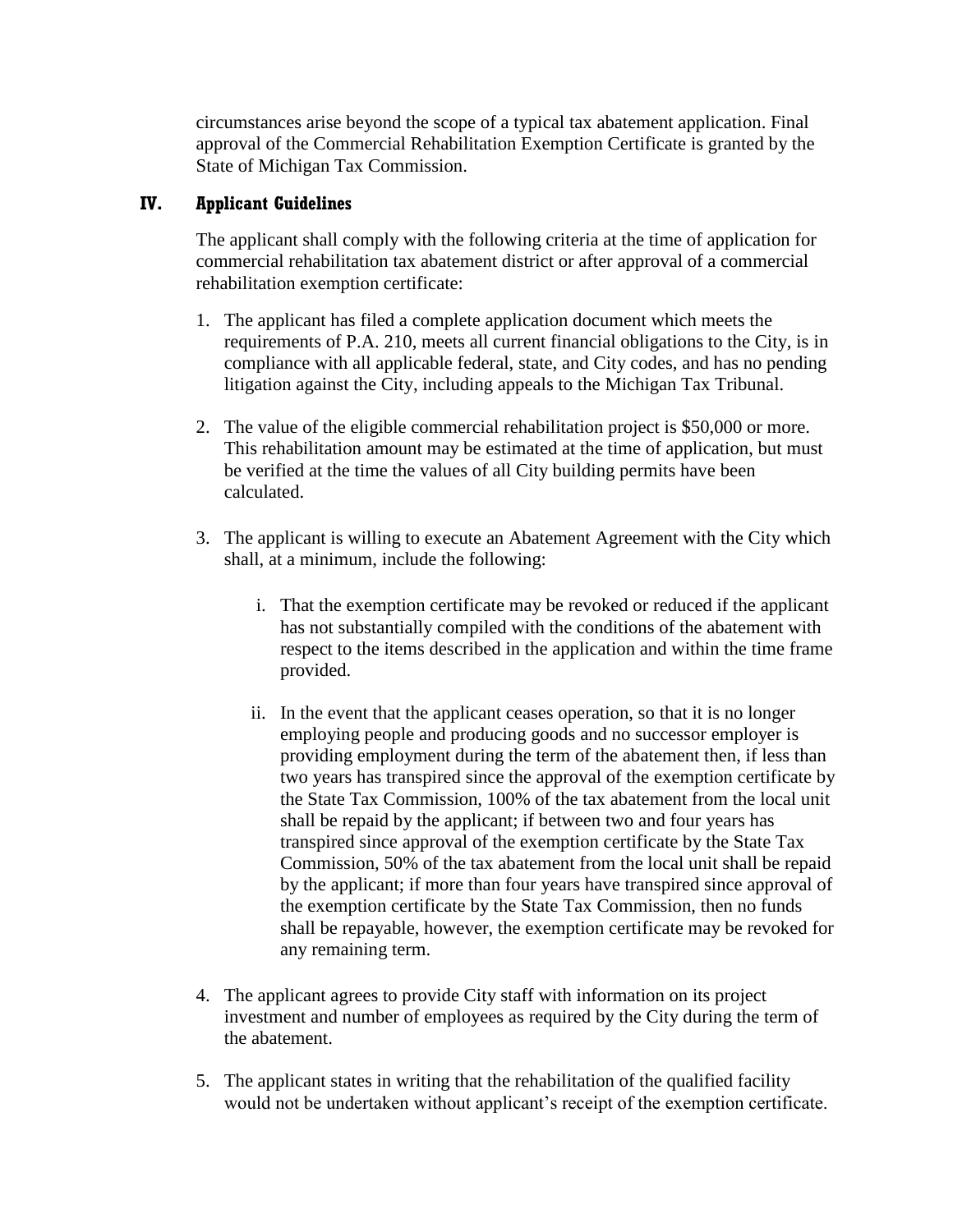circumstances arise beyond the scope of a typical tax abatement application. Final approval of the Commercial Rehabilitation Exemption Certificate is granted by the State of Michigan Tax Commission.

## IV. Applicant Guidelines

The applicant shall comply with the following criteria at the time of application for commercial rehabilitation tax abatement district or after approval of a commercial rehabilitation exemption certificate:

1. The applicant has filed a complete application document which meets the requirements of P.A. 210, meets all current financial obligations to the City, is in compliance with all applicable federal, state, and City codes, and has no pending litigation against the City, including appeals to the Michigan Tax Tribunal.

2. The value of the eligible commercial rehabilitation project is $50,000 or more. This rehabilitation amount may be estimated at the time of application, but must be verified at the time the values of all City building permits have been calculated.

3. The applicant is willing to execute an Abatement Agreement with the City which shall, at a minimum, include the following:

   i. That the exemption certificate may be revoked or reduced if the applicant has not substantially compiled with the conditions of the abatement with respect to the items described in the application and within the time frame provided.

   ii. In the event that the applicant ceases operation, so that it is no longer employing people and producing goods and no successor employer is providing employment during the term of the abatement then, if less than two years has transpired since the approval of the exemption certificate by the State Tax Commission, 100% of the tax abatement from the local unit shall be repaid by the applicant; if between two and four years has transpired since approval of the exemption certificate by the State Tax Commission, 50% of the tax abatement from the local unit shall be repaid by the applicant; if more than four years have transpired since approval of the exemption certificate by the State Tax Commission, then no funds shall be repayable, however, the exemption certificate may be revoked for any remaining term.

4. The applicant agrees to provide City staff with information on its project investment and number of employees as required by the City during the term of the abatement.

5. The applicant states in writing that the rehabilitation of the qualified facility would not be undertaken without applicant's receipt of the exemption certificate.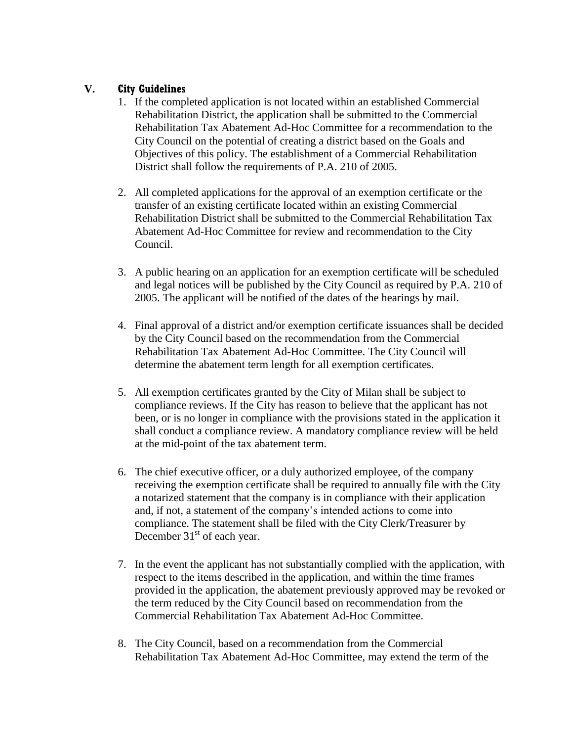## V. City Guidelines

1. If the completed application is not located within an established Commercial Rehabilitation District, the application shall be submitted to the Commercial Rehabilitation Tax Abatement Ad-Hoc Committee for a recommendation to the City Council on the potential of creating a district based on the Goals and Objectives of this policy. The establishment of a Commercial Rehabilitation District shall follow the requirements of P.A. 210 of 2005.

2. All completed applications for the approval of an exemption certificate or the transfer of an existing certificate located within an existing Commercial Rehabilitation District shall be submitted to the Commercial Rehabilitation Tax Abatement Ad-Hoc Committee for review and recommendation to the City Council.

3. A public hearing on an application for an exemption certificate will be scheduled and legal notices will be published by the City Council as required by P.A. 210 of 2005. The applicant will be notified of the dates of the hearings by mail.

4. Final approval of a district and/or exemption certificate issuances shall be decided by the City Council based on the recommendation from the Commercial Rehabilitation Tax Abatement Ad-Hoc Committee. The City Council will determine the abatement term length for all exemption certificates.

5. All exemption certificates granted by the City of Milan shall be subject to compliance reviews. If the City has reason to believe that the applicant has not been, or is no longer in compliance with the provisions stated in the application it shall conduct a compliance review. A mandatory compliance review will be held at the mid-point of the tax abatement term.

6. The chief executive officer, or a duly authorized employee, of the company receiving the exemption certificate shall be required to annually file with the City a notarized statement that the company is in compliance with their application and, if not, a statement of the company's intended actions to come into compliance. The statement shall be filed with the City Clerk/Treasurer by December 31st of each year.

7. In the event the applicant has not substantially complied with the application, with respect to the items described in the application, and within the time frames provided in the application, the abatement previously approved may be revoked or the term reduced by the City Council based on recommendation from the Commercial Rehabilitation Tax Abatement Ad-Hoc Committee.

8. The City Council, based on a recommendation from the Commercial Rehabilitation Tax Abatement Ad-Hoc Committee, may extend the term of the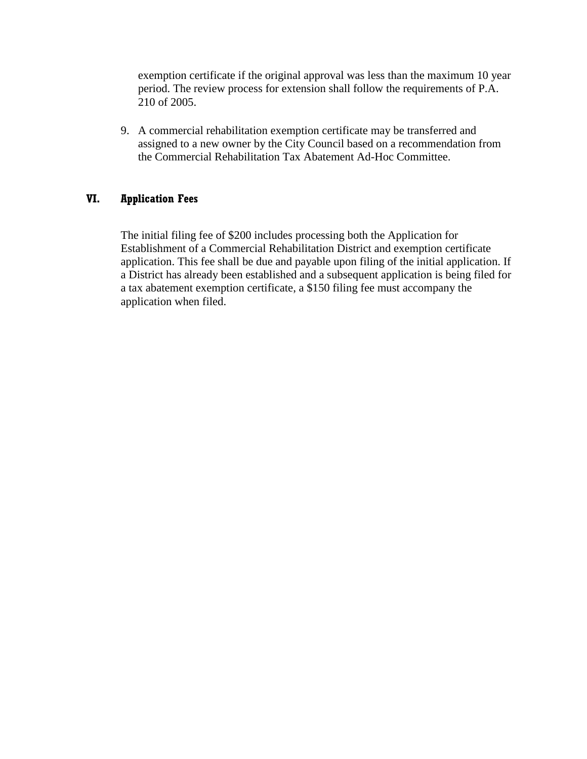exemption certificate if the original approval was less than the maximum 10 year period. The review process for extension shall follow the requirements of P.A. 210 of 2005.

9. A commercial rehabilitation exemption certificate may be transferred and assigned to a new owner by the City Council based on a recommendation from the Commercial Rehabilitation Tax Abatement Ad-Hoc Committee.

## VI. Application Fees

The initial filing fee of $200 includes processing both the Application for Establishment of a Commercial Rehabilitation District and exemption certificate application. This fee shall be due and payable upon filing of the initial application. If a District has already been established and a subsequent application is being filed for a tax abatement exemption certificate, a $150 filing fee must accompany the application when filed.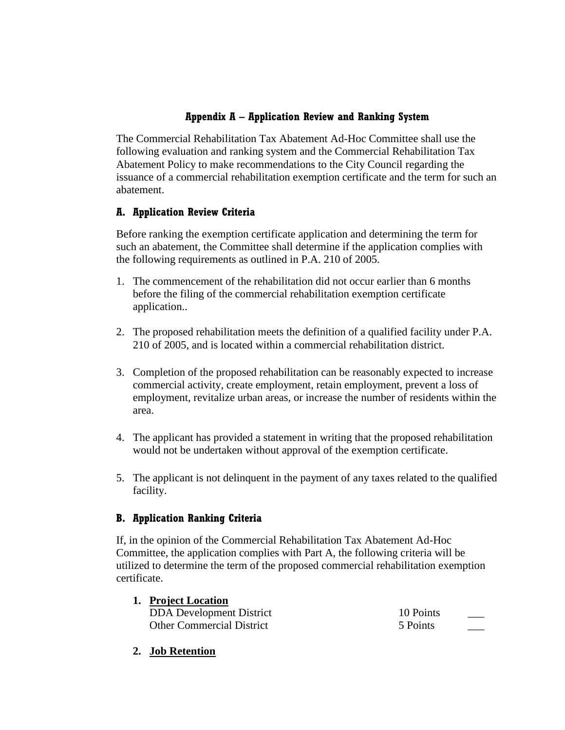## Appendix A – Application Review and Ranking System

The Commercial Rehabilitation Tax Abatement Ad-Hoc Committee shall use the following evaluation and ranking system and the Commercial Rehabilitation Tax Abatement Policy to make recommendations to the City Council regarding the issuance of a commercial rehabilitation exemption certificate and the term for such an abatement.

### A. Application Review Criteria

Before ranking the exemption certificate application and determining the term for such an abatement, the Committee shall determine if the application complies with the following requirements as outlined in P.A. 210 of 2005.

1. The commencement of the rehabilitation did not occur earlier than 6 months before the filing of the commercial rehabilitation exemption certificate application..

2. The proposed rehabilitation meets the definition of a qualified facility under P.A. 210 of 2005, and is located within a commercial rehabilitation district.

3. Completion of the proposed rehabilitation can be reasonably expected to increase commercial activity, create employment, retain employment, prevent a loss of employment, revitalize urban areas, or increase the number of residents within the area.

4. The applicant has provided a statement in writing that the proposed rehabilitation would not be undertaken without approval of the exemption certificate.

5. The applicant is not delinquent in the payment of any taxes related to the qualified facility.

### B. Application Ranking Criteria

If, in the opinion of the Commercial Rehabilitation Tax Abatement Ad-Hoc Committee, the application complies with Part A, the following criteria will be utilized to determine the term of the proposed commercial rehabilitation exemption certificate.

1. **<u>Project Location</u>**

| | | |
|---|---|---|
| DDA Development District | 10 Points | ___ |
| Other Commercial District | 5 Points | ___ |

2. **<u>Job Retention</u>**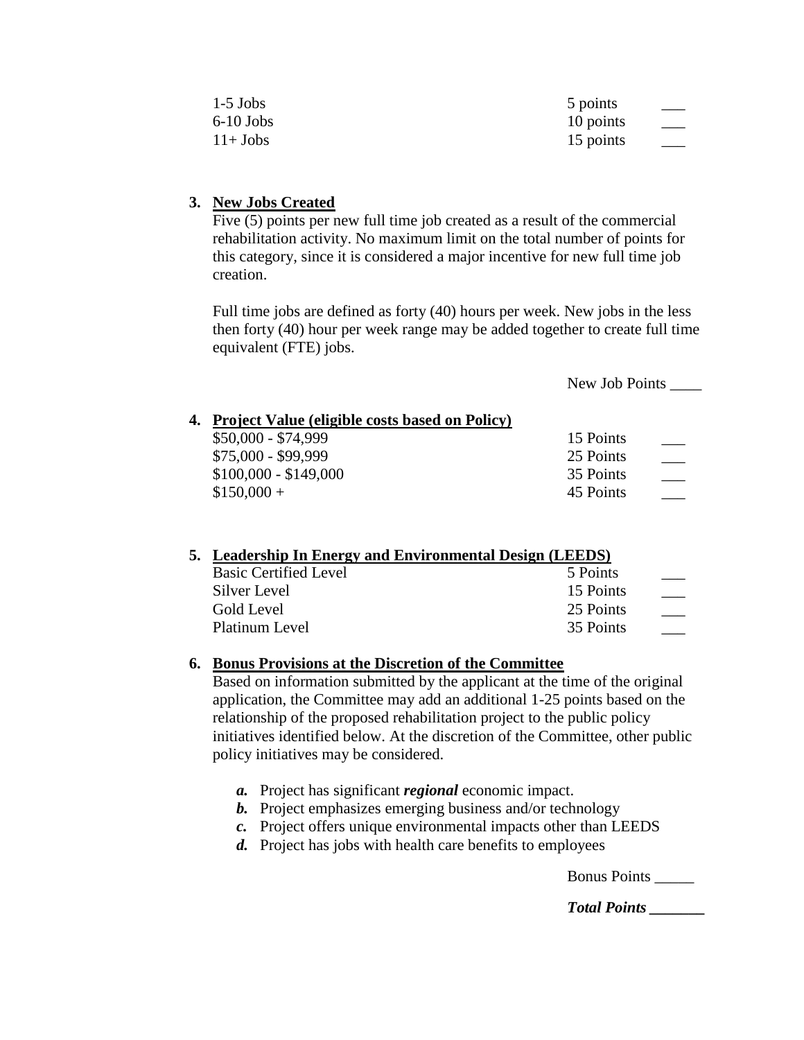| | | |
|---|---|---|
| 1-5 Jobs | 5 points | ___ |
| 6-10 Jobs | 10 points | ___ |
| 11+ Jobs | 15 points | ___ |

3. **New Jobs Created**

   Five (5) points per new full time job created as a result of the commercial rehabilitation activity. No maximum limit on the total number of points for this category, since it is considered a major incentive for new full time job creation.

   Full time jobs are defined as forty (40) hours per week. New jobs in the less then forty (40) hour per week range may be added together to create full time equivalent (FTE) jobs.

   New Job Points ____

4. **Project Value (eligible costs based on Policy)**

| | | |
|---|---|---|
| $50,000 - $74,999 | 15 Points | ___ |
| $75,000 - $99,999 | 25 Points | ___ |
| $100,000 - $149,000 | 35 Points | ___ |
| $150,000 + | 45 Points | ___ |

5. **Leadership In Energy and Environmental Design (LEEDS)**

| | | |
|---|---|---|
| Basic Certified Level | 5 Points | ___ |
| Silver Level | 15 Points | ___ |
| Gold Level | 25 Points | ___ |
| Platinum Level | 35 Points | ___ |

6. **Bonus Provisions at the Discretion of the Committee**

   Based on information submitted by the applicant at the time of the original application, the Committee may add an additional 1-25 points based on the relationship of the proposed rehabilitation project to the public policy initiatives identified below. At the discretion of the Committee, other public policy initiatives may be considered.

   ***a.*** Project has significant ***regional*** economic impact.
   ***b.*** Project emphasizes emerging business and/or technology
   ***c.*** Project offers unique environmental impacts other than LEEDS
   ***d.*** Project has jobs with health care benefits to employees

   Bonus Points _____

   ***Total Points _______***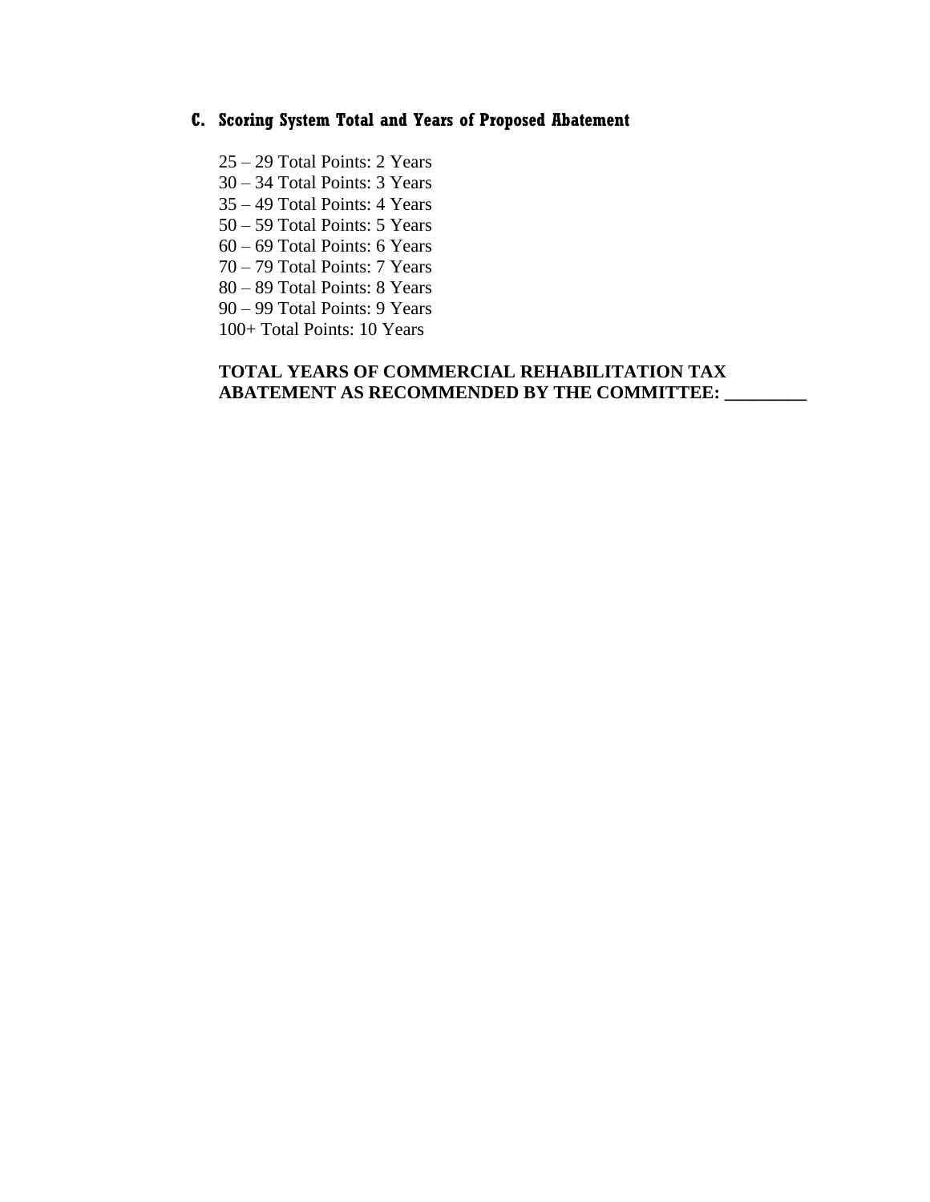### C. Scoring System Total and Years of Proposed Abatement

25 – 29 Total Points: 2 Years
30 – 34 Total Points: 3 Years
35 – 49 Total Points: 4 Years
50 – 59 Total Points: 5 Years
60 – 69 Total Points: 6 Years
70 – 79 Total Points: 7 Years
80 – 89 Total Points: 8 Years
90 – 99 Total Points: 9 Years
100+ Total Points: 10 Years

**TOTAL YEARS OF COMMERCIAL REHABILITATION TAX ABATEMENT AS RECOMMENDED BY THE COMMITTEE: _________**